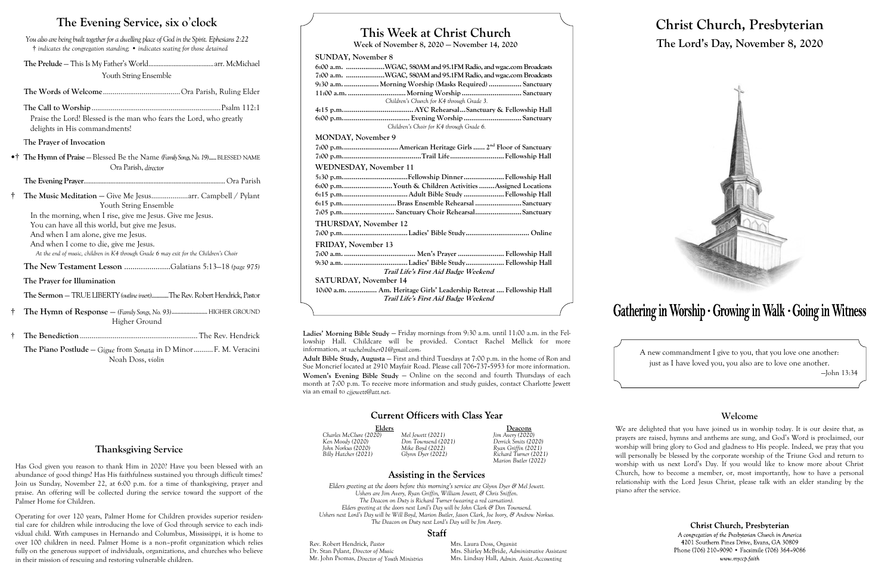# The Evening Service, six o'clock

*You also are being built together for a dwelling place of God in the Spirit. Ephesians 2:22*
*† indicates the congregation standing; • indicates seating for those detained*

**The Prelude** — This Is My Father's World........................................arr. McMichael
Youth String Ensemble

**The Words of Welcome**........................................Ora Parish, Ruling Elder

**The Call to Worship**..................................................................Psalm 112:1
Praise the Lord! Blessed is the man who fears the Lord, who greatly delights in His commandments!

**The Prayer of Invocation**

•† **The Hymn of Praise** — Blessed Be the Name *(Family Songs, No. 19)*...... BLESSED NAME
Ora Parish, *director*

**The Evening Prayer**..................................................................................... Ora Parish

† **The Music Meditation** — Give Me Jesus...................arr. Campbell / Pylant
Youth String Ensemble
In the morning, when I rise, give me Jesus. Give me Jesus.
You can have all this world, but give me Jesus.
And when I am alone, give me Jesus.
And when I come to die, give me Jesus.
*At the end of music, children in K4 through Grade 6 may exit for the Children's Choir*

**The New Testament Lesson** ......................Galatians 5:13–18 *(page 975)*

**The Prayer for Illumination**

**The Sermon** — TRUE LIBERTY *(outline insert)*............The Rev. Robert Hendrick, Pastor

† **The Hymn of Response** — *(Family Songs, No. 93)*........................ HIGHER GROUND
Higher Ground

† **The Benediction**............................................................ The Rev. Hendrick

**The Piano Postlude** — *Gigue* from *Sonata* in D Minor..........F. M. Veracini
Noah Doss, *violin*

## Thanksgiving Service

Has God given you reason to thank Him in 2020? Have you been blessed with an abundance of good things? Has His faithfulness sustained you through difficult times? Join us Sunday, November 22, at 6:00 p.m. for a time of thanksgiving, prayer and praise. An offering will be collected during the service toward the support of the Palmer Home for Children.

Operating for over 120 years, Palmer Home for Children provides superior residential care for children while introducing the love of God through service to each individual child. With campuses in Hernando and Columbus, Mississippi, it is home to over 100 children in need. Palmer Home is a non–profit organization which relies fully on the generous support of individuals, organizations, and churches who believe in their mission of rescuing and restoring vulnerable children.

# This Week at Christ Church

**Week of November 8, 2020 — November 14, 2020**

**SUNDAY, November 8**
6:00 a.m. ....................WGAC, 580AM and 95.1FM Radio, and wgac.com Broadcasts
7:00 a.m. ....................WGAC, 580AM and 95.1FM Radio, and wgac.com Broadcasts
9:30 a.m. .................. Morning Worship (Masks Required) ................. Sanctuary
11:00 a.m. ............................. Morning Worship .............................. Sanctuary
*Children's Church for K4 through Grade 3.*
4:15 p.m.................................... AYC Rehearsal...Sanctuary & Fellowship Hall
6:00 p.m.................................. Evening Worship .............................. Sanctuary
*Children's Choir for K4 through Grade 6.*

**MONDAY, November 9**
7:00 p.m............................ American Heritage Girls ...... 2nd Floor of Sanctuary
7:00 p.m........................................Trail Life............................ Fellowship Hall

**WEDNESDAY, November 11**
5:30 p.m..................................Fellowship Dinner..................... Fellowship Hall
6:00 p.m......................... Youth & Children Activities ........Assigned Locations
6:15 p.m.................................. Adult Bible Study ..................... Fellowship Hall
6:15 p.m............................ Brass Ensemble Rehearsal ........................ Sanctuary
7:05 p.m.......................... Sanctuary Choir Rehearsal........................ Sanctuary

**THURSDAY, November 12**
7:00 p.m..................................Ladies' Bible Study................................. Online

**FRIDAY, November 13**
7:00 a.m. ..................................... Men's Prayer ........................ Fellowship Hall
9:30 a.m. ................................ Ladies' Bible Study.................... Fellowship Hall
*Trail Life's First Aid Badge Weekend*

**SATURDAY, November 14**
10:00 a.m. ............... Am. Heritage Girls' Leadership Retreat .... Fellowship Hall
*Trail Life's First Aid Badge Weekend*

**Ladies' Morning Bible Study** — Friday mornings from 9:30 a.m. until 11:00 a.m. in the Fellowship Hall. Childcare will be provided. Contact Rachel Mellick for more information, at *rachelmilner01@gmail.com*.

**Adult Bible Study, Augusta** — First and third Tuesdays at 7:00 p.m. in the home of Ron and Sue Moncrief located at 2910 Mayfair Road. Please call 706-737-5953 for more information.

**Women's Evening Bible Study** — Online on the second and fourth Thursdays of each month at 7:00 p.m. To receive more information and study guides, contact Charlotte Jewett via an email to *cjjewett@att.net*.

## Current Officers with Class Year

| Elders | | Deacons |
|---|---|---|
| *Charles McClure (2020)* | *Mel Jewett (2021)* | *Jim Avery (2020)* |
| *Ken Moody (2020)* | *Don Townsend (2021)* | *Derrick Smits (2020)* |
| *John Norkus (2020)* | *Mike Boyd (2022)* | *Ryan Griffin (2021)* |
| *Billy Hatcher (2021)* | *Glynn Dyer (2022)* | *Richard Turner (2021)* |
| | | *Marion Butler (2022)* |

## Assisting in the Services

*Elders greeting at the doors before this morning's service are Glynn Dyer & Mel Jewett.*
*Ushers are Jim Avery, Ryan Griffin, William Jewett, & Chris Sniffen.*
*The Deacon on Duty is Richard Turner (wearing a red carnation).*
*Elders greeting at the doors next Lord's Day will be John Clark & Don Townsend.*
*Ushers next Lord's Day will be Will Boyd, Marion Butler, Jason Clark, Joe Ivory, & Andrew Norkus.*
*The Deacon on Duty next Lord's Day will be Jim Avery.*

## Staff

Rev. Robert Hendrick, *Pastor*
Dr. Stan Pylant, *Director of Music*
Mr. John Psomas, *Director of Youth Ministries*
Mrs. Laura Doss, *Organist*
Mrs. Shirley McBride, *Administrative Assistant*
Mrs. Lindsay Hall, *Admin. Assist.-Accounting*

# Christ Church, Presbyterian

## The Lord's Day, November 8, 2020

**Gathering in Worship · Growing in Walk · Going in Witness**

A new commandment I give to you, that you love one another: just as I have loved you, you also are to love one another.
—John 13:34

## Welcome

We are delighted that you have joined us in worship today. It is our desire that, as prayers are raised, hymns and anthems are sung, and God's Word is proclaimed, our worship will bring glory to God and gladness to His people. Indeed, we pray that you will personally be blessed by the corporate worship of the Triune God and return to worship with us next Lord's Day. If you would like to know more about Christ Church, how to become a member, or, most importantly, how to have a personal relationship with the Lord Jesus Christ, please talk with an elder standing by the piano after the service.

**Christ Church, Presbyterian**
*A congregation of the Presbyterian Church in America*
4201 Southern Pines Drive, Evans, GA 30809
Phone (706) 210-9090 • Facsimile (706) 364-9086
*www.myccp.faith*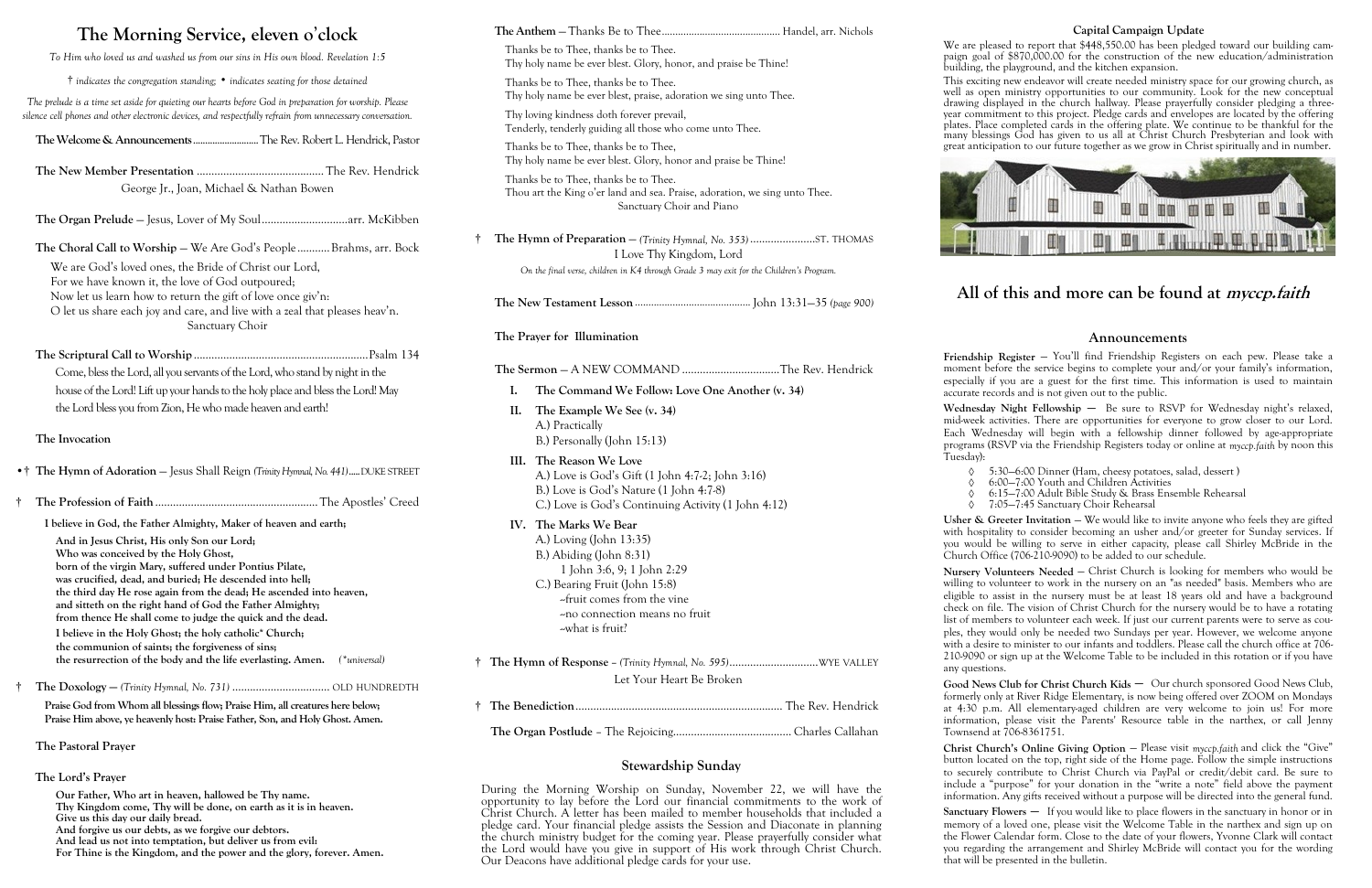# The Morning Service, eleven o'clock

*To Him who loved us and washed us from our sins in His own blood. Revelation 1:5*

*† indicates the congregation standing; • indicates seating for those detained*

*The prelude is a time set aside for quieting our hearts before God in preparation for worship. Please silence cell phones and other electronic devices, and respectfully refrain from unnecessary conversation.*

**The Welcome & Announcements**............................ The Rev. Robert L. Hendrick, Pastor

**The New Member Presentation** ........................................... The Rev. Hendrick

George Jr., Joan, Michael & Nathan Bowen

**The Organ Prelude** — Jesus, Lover of My Soul.............................arr. McKibben

**The Choral Call to Worship** — We Are God's People...........Brahms, arr. Bock

We are God's loved ones, the Bride of Christ our Lord,
For we have known it, the love of God outpoured;
Now let us learn how to return the gift of love once giv'n:
O let us share each joy and care, and live with a zeal that pleases heav'n.

Sanctuary Choir

**The Scriptural Call to Worship**...........................................................Psalm 134

Come, bless the Lord, all you servants of the Lord, who stand by night in the house of the Lord! Lift up your hands to the holy place and bless the Lord! May the Lord bless you from Zion, He who made heaven and earth!

**The Invocation**

•† **The Hymn of Adoration** — Jesus Shall Reign *(Trinity Hymnal, No. 441)*..... DUKE STREET

† **The Profession of Faith**....................................................... The Apostles' Creed

**I believe in God, the Father Almighty, Maker of heaven and earth;**
**And in Jesus Christ, His only Son our Lord;**
**Who was conceived by the Holy Ghost,**
**born of the virgin Mary, suffered under Pontius Pilate,**
**was crucified, dead, and buried; He descended into hell;**
**the third day He rose again from the dead; He ascended into heaven,**
**and sitteth on the right hand of God the Father Almighty;**
**from thence He shall come to judge the quick and the dead.**
**I believe in the Holy Ghost; the holy catholic\* Church;**
**the communion of saints; the forgiveness of sins;**
**the resurrection of the body and the life everlasting. Amen.** *(\*universal)*

† **The Doxology** — *(Trinity Hymnal, No. 731)* ................................. OLD HUNDREDTH

**Praise God from Whom all blessings flow; Praise Him, all creatures here below;**
**Praise Him above, ye heavenly host: Praise Father, Son, and Holy Ghost. Amen.**

**The Pastoral Prayer**

**The Lord's Prayer**

**Our Father, Who art in heaven, hallowed be Thy name.**
**Thy Kingdom come, Thy will be done, on earth as it is in heaven.**
**Give us this day our daily bread.**
**And forgive us our debts, as we forgive our debtors.**
**And lead us not into temptation, but deliver us from evil:**
**For Thine is the Kingdom, and the power and the glory, forever. Amen.**

**The Anthem** — Thanks Be to Thee............................................ Handel, arr. Nichols

Thanks be to Thee, thanks be to Thee.
Thy holy name be ever blest. Glory, honor, and praise be Thine!

Thanks be to Thee, thanks be to Thee.
Thy holy name be ever blest, praise, adoration we sing unto Thee.

Thy loving kindness doth forever prevail,
Tenderly, tenderly guiding all those who come unto Thee.

Thanks be to Thee, thanks be to Thee,
Thy holy name be ever blest. Glory, honor and praise be Thine!

Thanks be to Thee, thanks be to Thee.
Thou art the King o'er land and sea. Praise, adoration, we sing unto Thee.

Sanctuary Choir and Piano

† **The Hymn of Preparation** — *(Trinity Hymnal, No. 353)* ......................ST. THOMAS

I Love Thy Kingdom, Lord

*On the final verse, children in K4 through Grade 3 may exit for the Children's Program.*

**The New Testament Lesson**............................................ John 13:31—35 *(page 900)*

**The Prayer for Illumination**

**The Sermon** — A NEW COMMAND .................................The Rev. Hendrick

I. **The Command We Follow: Love One Another (v. 34)**

II. **The Example We See (v. 34)**
   A.) Practically
   B.) Personally (John 15:13)

III. **The Reason We Love**
   A.) Love is God's Gift (1 John 4:7-2; John 3:16)
   B.) Love is God's Nature (1 John 4:7-8)
   C.) Love is God's Continuing Activity (1 John 4:12)

IV. **The Marks We Bear**
   A.) Loving (John 13:35)
   B.) Abiding (John 8:31)
      1 John 3:6, 9; 1 John 2:29
   C.) Bearing Fruit (John 15:8)
      ~fruit comes from the vine
      ~no connection means no fruit
      ~what is fruit?

† **The Hymn of Response** – *(Trinity Hymnal, No. 595)*..............................WYE VALLEY

Let Your Heart Be Broken

† **The Benediction**..................................................................... The Rev. Hendrick

**The Organ Postlude** – The Rejoicing....................................... Charles Callahan

## Stewardship Sunday

During the Morning Worship on Sunday, November 22, we will have the opportunity to lay before the Lord our financial commitments to the work of Christ Church. A letter has been mailed to member households that included a pledge card. Your financial pledge assists the Session and Diaconate in planning the church ministry budget for the coming year. Please prayerfully consider what the Lord would have you give in support of His work through Christ Church. Our Deacons have additional pledge cards for your use.

## Capital Campaign Update

We are pleased to report that $448,550.00 has been pledged toward our building campaign goal of $870,000.00 for the construction of the new education/administration building, the playground, and the kitchen expansion.

This exciting new endeavor will create needed ministry space for our growing church, as well as open ministry opportunities to our community. Look for the new conceptual drawing displayed in the church hallway. Please prayerfully consider pledging a three-year commitment to this project. Pledge cards and envelopes are located by the offering plates. Place completed cards in the offering plate. We continue to be thankful for the many blessings God has given to us all at Christ Church Presbyterian and look with great anticipation to our future together as we grow in Christ spiritually and in number.

## All of this and more can be found at *myccp.faith*

## Announcements

**Friendship Register** — You'll find Friendship Registers on each pew. Please take a moment before the service begins to complete your and/or your family's information, especially if you are a guest for the first time. This information is used to maintain accurate records and is not given out to the public.

**Wednesday Night Fellowship** — Be sure to RSVP for Wednesday night's relaxed, mid-week activities. There are opportunities for everyone to grow closer to our Lord. Each Wednesday will begin with a fellowship dinner followed by age-appropriate programs (RSVP via the Friendship Registers today or online at *myccp.faith* by noon this Tuesday):

- 5:30—6:00 Dinner (Ham, cheesy potatoes, salad, dessert )
- 6:00—7:00 Youth and Children Activities
- 6:15—7:00 Adult Bible Study & Brass Ensemble Rehearsal
- 7:05—7:45 Sanctuary Choir Rehearsal

**Usher & Greeter Invitation** — We would like to invite anyone who feels they are gifted with hospitality to consider becoming an usher and/or greeter for Sunday services. If you would be willing to serve in either capacity, please call Shirley McBride in the Church Office (706-210-9090) to be added to our schedule.

**Nursery Volunteers Needed** — Christ Church is looking for members who would be willing to volunteer to work in the nursery on an "as needed" basis. Members who are eligible to assist in the nursery must be at least 18 years old and have a background check on file. The vision of Christ Church for the nursery would be to have a rotating list of members to volunteer each week. If just our current parents were to serve as couples, they would only be needed two Sundays per year. However, we welcome anyone with a desire to minister to our infants and toddlers. Please call the church office at 706-210-9090 or sign up at the Welcome Table to be included in this rotation or if you have any questions.

**Good News Club for Christ Church Kids** — Our church sponsored Good News Club, formerly only at River Ridge Elementary, is now being offered over ZOOM on Mondays at 4:30 p.m. All elementary-aged children are very welcome to join us! For more information, please visit the Parents' Resource table in the narthex, or call Jenny Townsend at 706-8361751.

**Christ Church's Online Giving Option** — Please visit *myccp.faith* and click the "Give" button located on the top, right side of the Home page. Follow the simple instructions to securely contribute to Christ Church via PayPal or credit/debit card. Be sure to include a "purpose" for your donation in the "write a note" field above the payment information. Any gifts received without a purpose will be directed into the general fund.

**Sanctuary Flowers** — If you would like to place flowers in the sanctuary in honor or in memory of a loved one, please visit the Welcome Table in the narthex and sign up on the Flower Calendar form. Close to the date of your flowers, Yvonne Clark will contact you regarding the arrangement and Shirley McBride will contact you for the wording that will be presented in the bulletin.